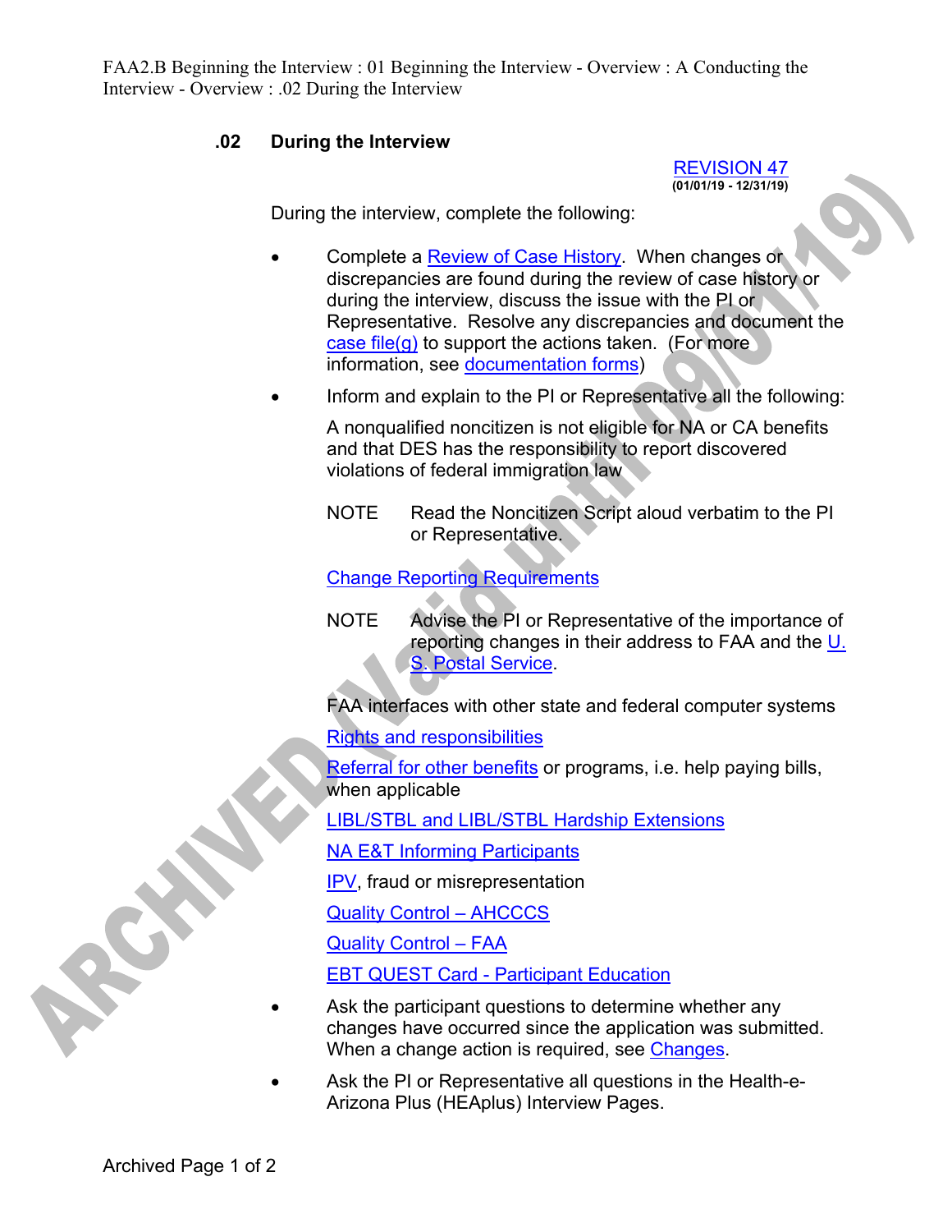## .02 During the Interview

REVISION 47
**(01/01/19 - 12/31/19)**

During the interview, complete the following:

- Complete a Review of Case History. When changes or discrepancies are found during the review of case history or during the interview, discuss the issue with the PI or Representative. Resolve any discrepancies and document the case file(g) to support the actions taken. (For more information, see documentation forms)
- Inform and explain to the PI or Representative all the following:

  A nonqualified noncitizen is not eligible for NA or CA benefits and that DES has the responsibility to report discovered violations of federal immigration law

  NOTE Read the Noncitizen Script aloud verbatim to the PI or Representative.

  Change Reporting Requirements

  NOTE Advise the PI or Representative of the importance of reporting changes in their address to FAA and the U. S. Postal Service.

  FAA interfaces with other state and federal computer systems

  Rights and responsibilities

  Referral for other benefits or programs, i.e. help paying bills, when applicable

  LIBL/STBL and LIBL/STBL Hardship Extensions

  NA E&T Informing Participants

  IPV, fraud or misrepresentation

  Quality Control – AHCCCS

  Quality Control – FAA

  EBT QUEST Card - Participant Education
- Ask the participant questions to determine whether any changes have occurred since the application was submitted. When a change action is required, see Changes.
- Ask the PI or Representative all questions in the Health-e-Arizona Plus (HEAplus) Interview Pages.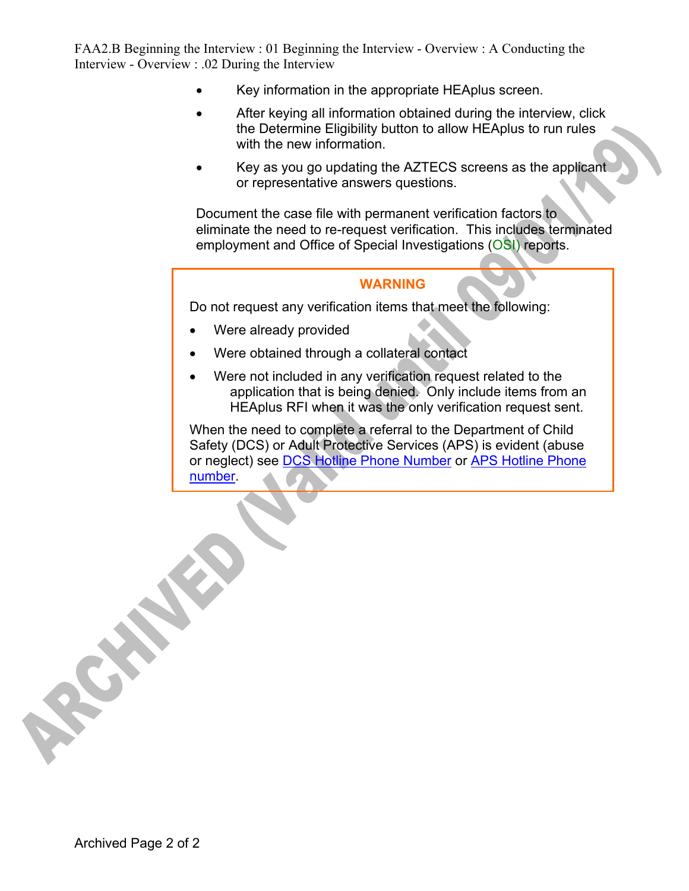- Key information in the appropriate HEAplus screen.
- After keying all information obtained during the interview, click the Determine Eligibility button to allow HEAplus to run rules with the new information.
- Key as you go updating the AZTECS screens as the applicant or representative answers questions.

Document the case file with permanent verification factors to eliminate the need to re-request verification. This includes terminated employment and Office of Special Investigations (OSI) reports.

> **WARNING**
>
> Do not request any verification items that meet the following:
>
> - Were already provided
> - Were obtained through a collateral contact
> - Were not included in any verification request related to the application that is being denied. Only include items from an HEAplus RFI when it was the only verification request sent.
>
> When the need to complete a referral to the Department of Child Safety (DCS) or Adult Protective Services (APS) is evident (abuse or neglect) see DCS Hotline Phone Number or APS Hotline Phone number.